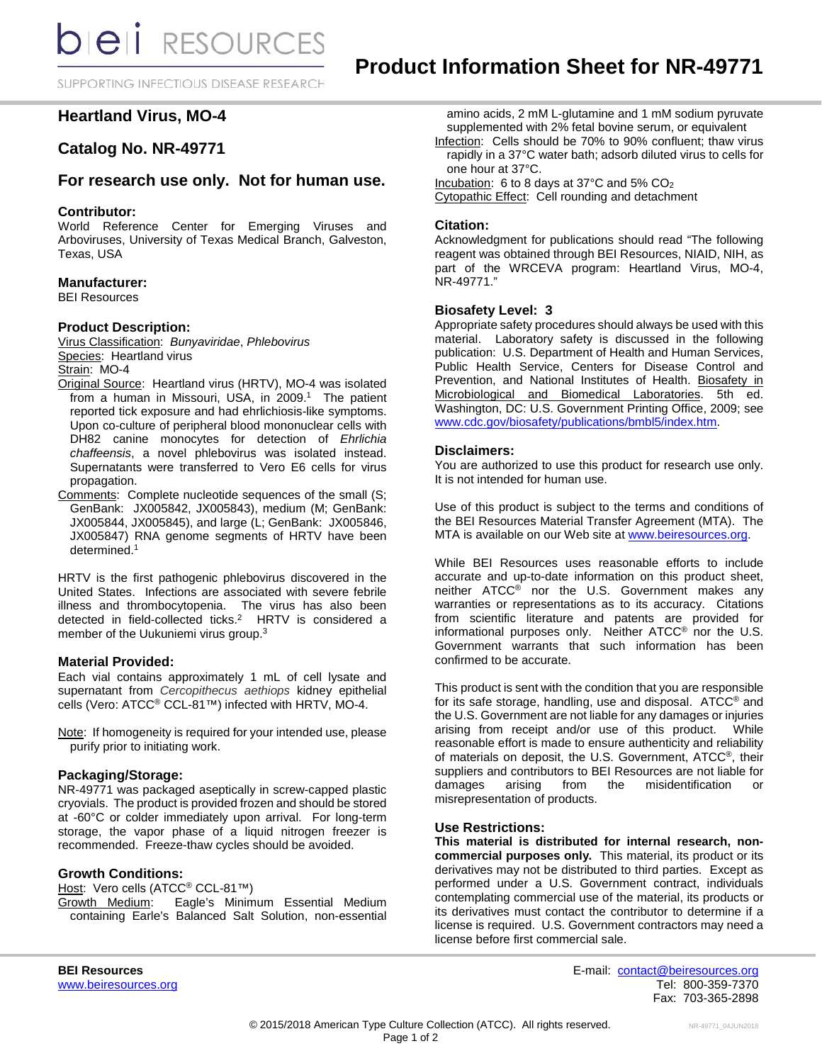# Product Information Sheet for NR-49771

## Heartland Virus, MO-4

## Catalog No. NR-49771

## For research use only. Not for human use.

### Contributor:

World Reference Center for Emerging Viruses and Arboviruses, University of Texas Medical Branch, Galveston, Texas, USA

### Manufacturer:

BEI Resources

### Product Description:

Virus Classification: *Bunyaviridae*, *Phlebovirus*

Species: Heartland virus

Strain: MO-4

Original Source: Heartland virus (HRTV), MO-4 was isolated from a human in Missouri, USA, in 2009.[1] The patient reported tick exposure and had ehrlichiosis-like symptoms. Upon co-culture of peripheral blood mononuclear cells with DH82 canine monocytes for detection of *Ehrlichia chaffeensis*, a novel phlebovirus was isolated instead. Supernatants were transferred to Vero E6 cells for virus propagation.

Comments: Complete nucleotide sequences of the small (S; GenBank: JX005842, JX005843), medium (M; GenBank: JX005844, JX005845), and large (L; GenBank: JX005846, JX005847) RNA genome segments of HRTV have been determined.[1]

HRTV is the first pathogenic phlebovirus discovered in the United States. Infections are associated with severe febrile illness and thrombocytopenia. The virus has also been detected in field-collected ticks.[2] HRTV is considered a member of the Uukuniemi virus group.[3]

### Material Provided:

Each vial contains approximately 1 mL of cell lysate and supernatant from *Cercopithecus aethiops* kidney epithelial cells (Vero: ATCC® CCL-81™) infected with HRTV, MO-4.

Note: If homogeneity is required for your intended use, please purify prior to initiating work.

### Packaging/Storage:

NR-49771 was packaged aseptically in screw-capped plastic cryovials. The product is provided frozen and should be stored at -60°C or colder immediately upon arrival. For long-term storage, the vapor phase of a liquid nitrogen freezer is recommended. Freeze-thaw cycles should be avoided.

### Growth Conditions:

Host: Vero cells (ATCC® CCL-81™)

Growth Medium: Eagle's Minimum Essential Medium containing Earle's Balanced Salt Solution, non-essential amino acids, 2 mM L-glutamine and 1 mM sodium pyruvate supplemented with 2% fetal bovine serum, or equivalent

Infection: Cells should be 70% to 90% confluent; thaw virus rapidly in a 37°C water bath; adsorb diluted virus to cells for one hour at 37°C.

Incubation: 6 to 8 days at 37°C and 5% $CO_2$

Cytopathic Effect: Cell rounding and detachment

### Citation:

Acknowledgment for publications should read "The following reagent was obtained through BEI Resources, NIAID, NIH, as part of the WRCEVA program: Heartland Virus, MO-4, NR-49771."

### Biosafety Level: 3

Appropriate safety procedures should always be used with this material. Laboratory safety is discussed in the following publication: U.S. Department of Health and Human Services, Public Health Service, Centers for Disease Control and Prevention, and National Institutes of Health. Biosafety in Microbiological and Biomedical Laboratories. 5th ed. Washington, DC: U.S. Government Printing Office, 2009; see www.cdc.gov/biosafety/publications/bmbl5/index.htm.

### Disclaimers:

You are authorized to use this product for research use only. It is not intended for human use.

Use of this product is subject to the terms and conditions of the BEI Resources Material Transfer Agreement (MTA). The MTA is available on our Web site at www.beiresources.org.

While BEI Resources uses reasonable efforts to include accurate and up-to-date information on this product sheet, neither ATCC® nor the U.S. Government makes any warranties or representations as to its accuracy. Citations from scientific literature and patents are provided for informational purposes only. Neither ATCC® nor the U.S. Government warrants that such information has been confirmed to be accurate.

This product is sent with the condition that you are responsible for its safe storage, handling, use and disposal. ATCC® and the U.S. Government are not liable for any damages or injuries arising from receipt and/or use of this product. While reasonable effort is made to ensure authenticity and reliability of materials on deposit, the U.S. Government, ATCC®, their suppliers and contributors to BEI Resources are not liable for damages arising from the misidentification or misrepresentation of products.

### Use Restrictions:

**This material is distributed for internal research, non-commercial purposes only.** This material, its product or its derivatives may not be distributed to third parties. Except as performed under a U.S. Government contract, individuals contemplating commercial use of the material, its products or its derivatives must contact the contributor to determine if a license is required. U.S. Government contractors may need a license before first commercial sale.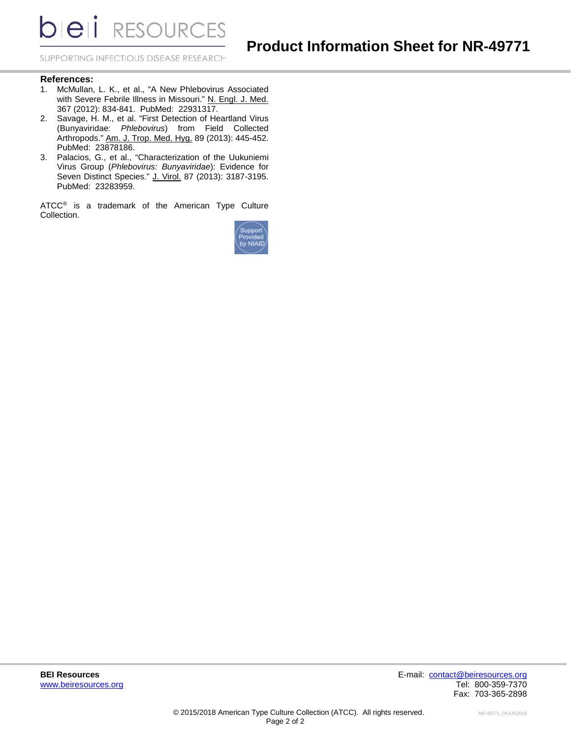**References:**

1. McMullan, L. K., et al., "A New Phlebovirus Associated with Severe Febrile Illness in Missouri." N. Engl. J. Med. 367 (2012): 834-841. PubMed: 22931317.
2. Savage, H. M., et al. "First Detection of Heartland Virus (Bunyaviridae: *Phlebovirus*) from Field Collected Arthropods." Am. J. Trop. Med. Hyg. 89 (2013): 445-452. PubMed: 23878186.
3. Palacios, G., et al., "Characterization of the Uukuniemi Virus Group (*Phlebovirus: Bunyaviridae*): Evidence for Seven Distinct Species." J. Virol. 87 (2013): 3187-3195. PubMed: 23283959.

ATCC® is a trademark of the American Type Culture Collection.

Support Provided by NIAID

**BEI Resources**
www.beiresources.org

E-mail: contact@beiresources.org
Tel: 800-359-7370
Fax: 703-365-2898

© 2015/2018 American Type Culture Collection (ATCC). All rights reserved.

NR-49771_04JUN2018